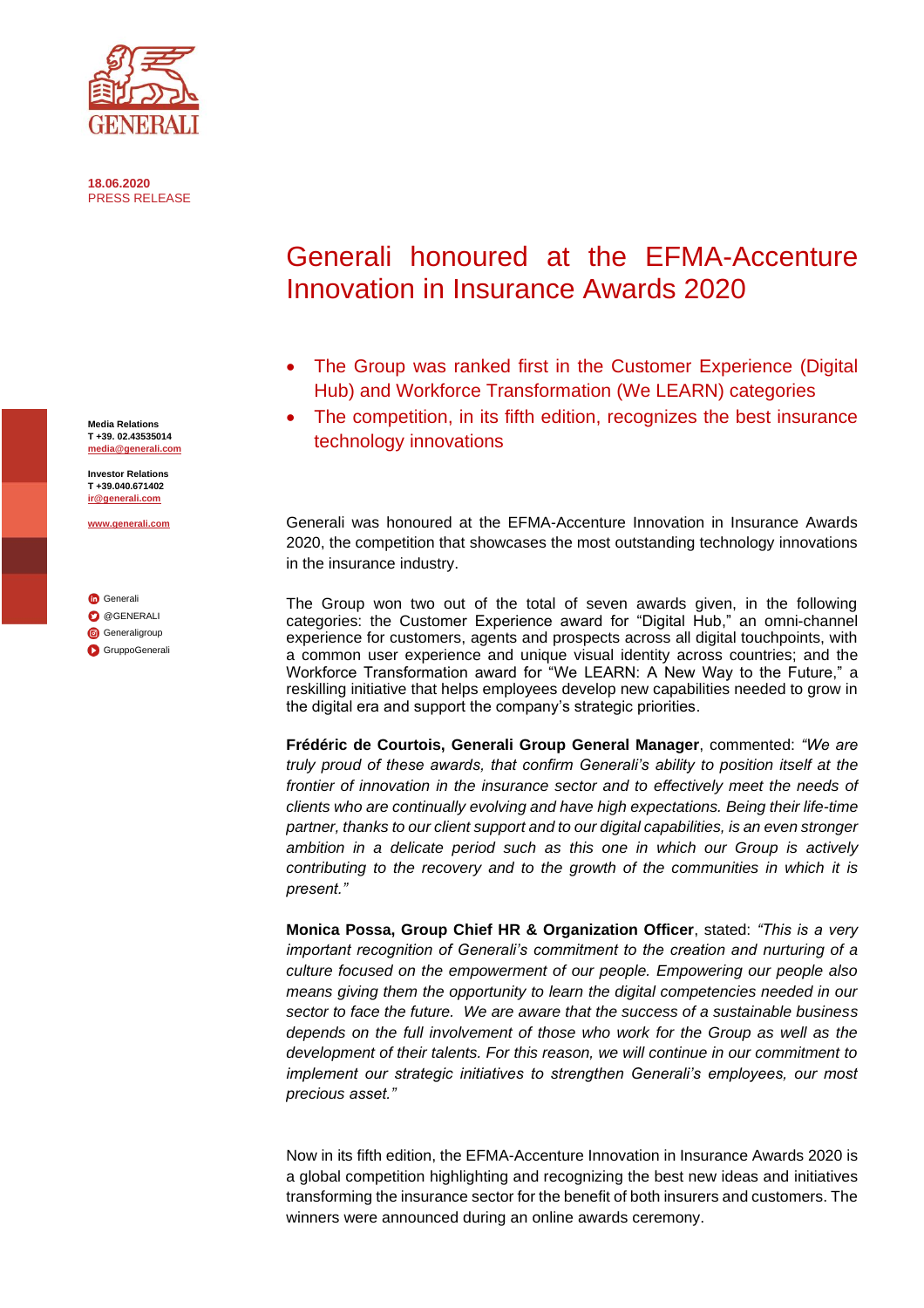18.06.2020
PRESS RELEASE

**Media Relations**
**T +39. 02.43535014**
**media@generali.com**

**Investor Relations**
**T +39.040.671402**
**ir@generali.com**

**www.generali.com**

Generali
@GENERALI
Generaligroup
GruppoGenerali

# Generali honoured at the EFMA-Accenture Innovation in Insurance Awards 2020

- The Group was ranked first in the Customer Experience (Digital Hub) and Workforce Transformation (We LEARN) categories
- The competition, in its fifth edition, recognizes the best insurance technology innovations

Generali was honoured at the EFMA-Accenture Innovation in Insurance Awards 2020, the competition that showcases the most outstanding technology innovations in the insurance industry.

The Group won two out of the total of seven awards given, in the following categories: the Customer Experience award for "Digital Hub," an omni-channel experience for customers, agents and prospects across all digital touchpoints, with a common user experience and unique visual identity across countries; and the Workforce Transformation award for "We LEARN: A New Way to the Future," a reskilling initiative that helps employees develop new capabilities needed to grow in the digital era and support the company's strategic priorities.

**Frédéric de Courtois, Generali Group General Manager**, commented: *"We are truly proud of these awards, that confirm Generali's ability to position itself at the frontier of innovation in the insurance sector and to effectively meet the needs of clients who are continually evolving and have high expectations. Being their life-time partner, thanks to our client support and to our digital capabilities, is an even stronger ambition in a delicate period such as this one in which our Group is actively contributing to the recovery and to the growth of the communities in which it is present."*

**Monica Possa, Group Chief HR & Organization Officer**, stated: *"This is a very important recognition of Generali's commitment to the creation and nurturing of a culture focused on the empowerment of our people. Empowering our people also means giving them the opportunity to learn the digital competencies needed in our sector to face the future. We are aware that the success of a sustainable business depends on the full involvement of those who work for the Group as well as the development of their talents. For this reason, we will continue in our commitment to implement our strategic initiatives to strengthen Generali's employees, our most precious asset."*

Now in its fifth edition, the EFMA-Accenture Innovation in Insurance Awards 2020 is a global competition highlighting and recognizing the best new ideas and initiatives transforming the insurance sector for the benefit of both insurers and customers. The winners were announced during an online awards ceremony.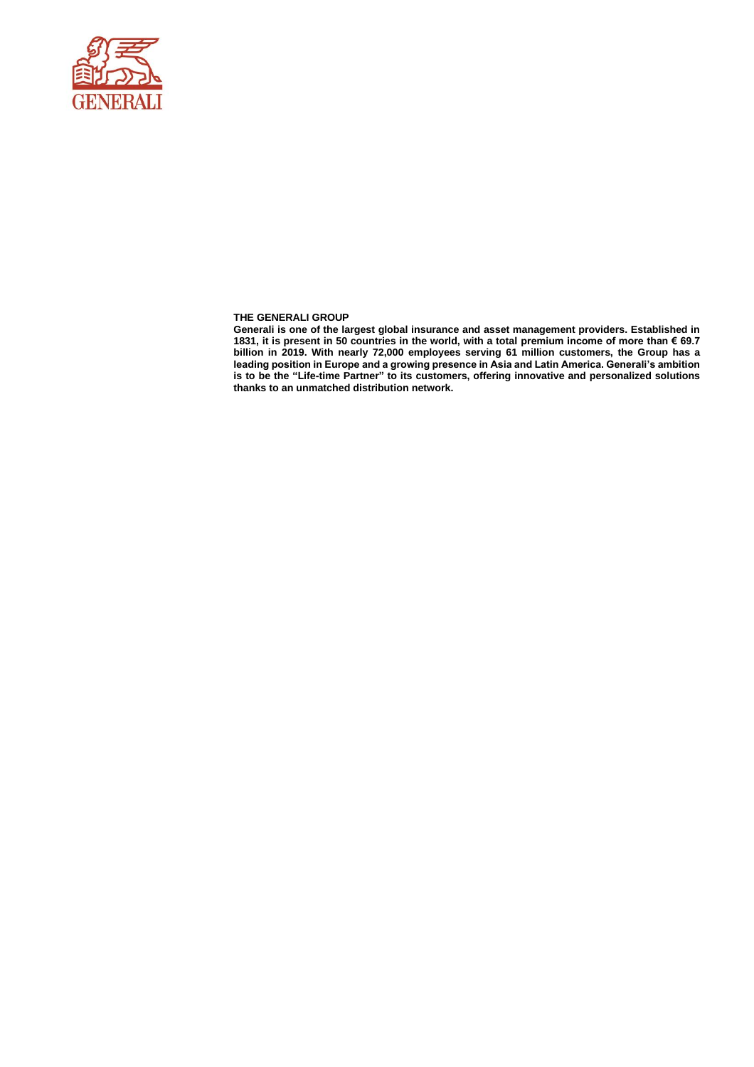**THE GENERALI GROUP**

**Generali is one of the largest global insurance and asset management providers. Established in 1831, it is present in 50 countries in the world, with a total premium income of more than € 69.7 billion in 2019. With nearly 72,000 employees serving 61 million customers, the Group has a leading position in Europe and a growing presence in Asia and Latin America. Generali's ambition is to be the "Life-time Partner" to its customers, offering innovative and personalized solutions thanks to an unmatched distribution network.**